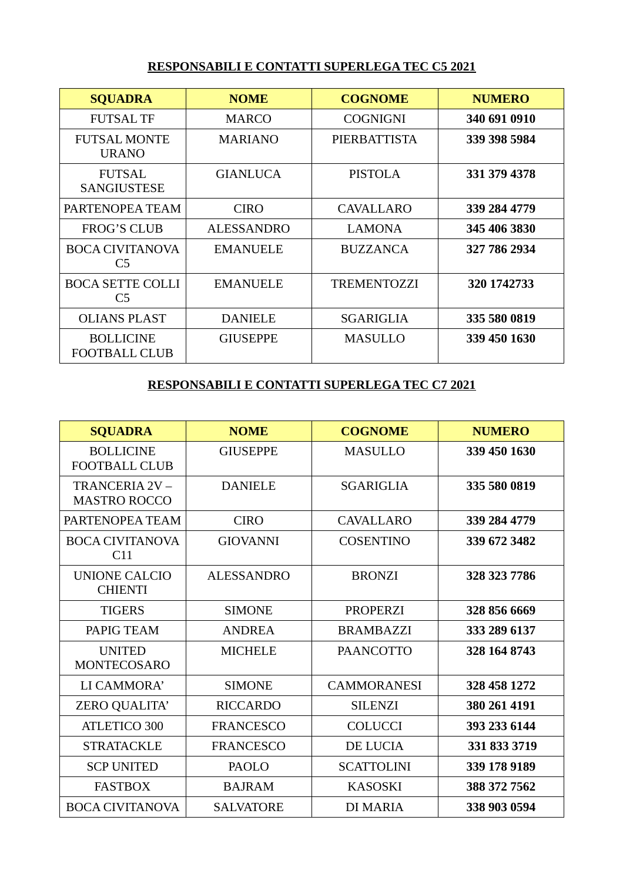## **RESPONSABILI E CONTATTI SUPERLEGA TEC C5 2021**

| **SQUADRA** | **NOME** | **COGNOME** | **NUMERO** |
|---|---|---|---|
| FUTSAL TF | MARCO | COGNIGNI | **340 691 0910** |
| FUTSAL MONTE URANO | MARIANO | PIERBATTISTA | **339 398 5984** |
| FUTSAL SANGIUSTESE | GIANLUCA | PISTOLA | **331 379 4378** |
| PARTENOPEA TEAM | CIRO | CAVALLARO | **339 284 4779** |
| FROG'S CLUB | ALESSANDRO | LAMONA | **345 406 3830** |
| BOCA CIVITANOVA C5 | EMANUELE | BUZZANCA | **327 786 2934** |
| BOCA SETTE COLLI C5 | EMANUELE | TREMENTOZZI | **320 1742733** |
| OLIANS PLAST | DANIELE | SGARIGLIA | **335 580 0819** |
| BOLLICINE FOOTBALL CLUB | GIUSEPPE | MASULLO | **339 450 1630** |

## **RESPONSABILI E CONTATTI SUPERLEGA TEC C7 2021**

| **SQUADRA** | **NOME** | **COGNOME** | **NUMERO** |
|---|---|---|---|
| BOLLICINE FOOTBALL CLUB | GIUSEPPE | MASULLO | **339 450 1630** |
| TRANCERIA 2V – MASTRO ROCCO | DANIELE | SGARIGLIA | **335 580 0819** |
| PARTENOPEA TEAM | CIRO | CAVALLARO | **339 284 4779** |
| BOCA CIVITANOVA C11 | GIOVANNI | COSENTINO | **339 672 3482** |
| UNIONE CALCIO CHIENTI | ALESSANDRO | BRONZI | **328 323 7786** |
| TIGERS | SIMONE | PROPERZI | **328 856 6669** |
| PAPIG TEAM | ANDREA | BRAMBAZZI | **333 289 6137** |
| UNITED MONTECOSARO | MICHELE | PAANCOTTO | **328 164 8743** |
| LI CAMMORA' | SIMONE | CAMMORANESI | **328 458 1272** |
| ZERO QUALITA' | RICCARDO | SILENZI | **380 261 4191** |
| ATLETICO 300 | FRANCESCO | COLUCCI | **393 233 6144** |
| STRATACKLE | FRANCESCO | DE LUCIA | **331 833 3719** |
| SCP UNITED | PAOLO | SCATTOLINI | **339 178 9189** |
| FASTBOX | BAJRAM | KASOSKI | **388 372 7562** |
| BOCA CIVITANOVA | SALVATORE | DI MARIA | **338 903 0594** |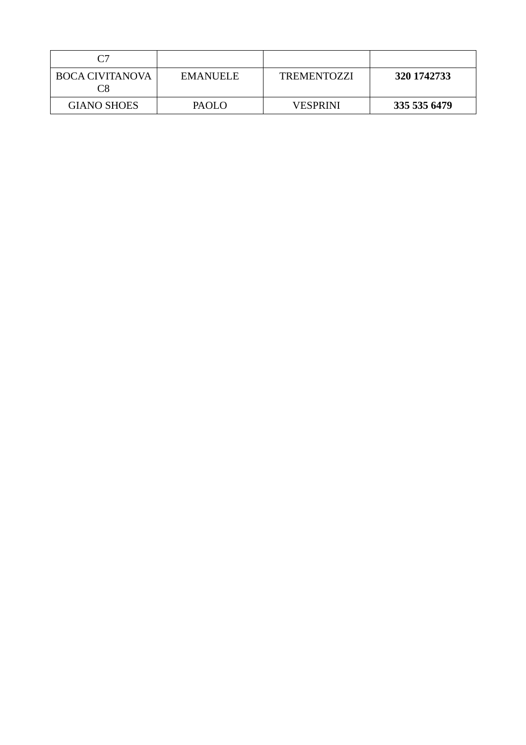| | | | |
|---|---|---|---|
| C7 | | | |
| BOCA CIVITANOVA C8 | EMANUELE | TREMENTOZZI | **320 1742733** |
| GIANO SHOES | PAOLO | VESPRINI | **335 535 6479** |